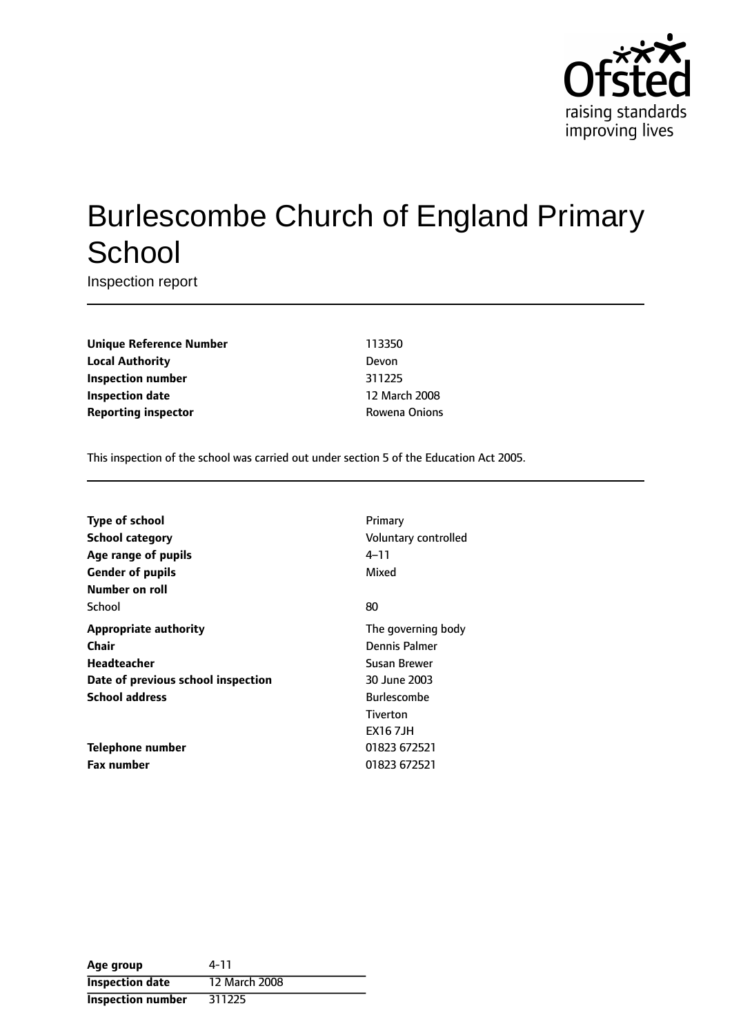# Burlescombe Church of England Primary School

Inspection report

| | |
|---|---|
| **Unique Reference Number** | 113350 |
| **Local Authority** | Devon |
| **Inspection number** | 311225 |
| **Inspection date** | 12 March 2008 |
| **Reporting inspector** | Rowena Onions |

This inspection of the school was carried out under section 5 of the Education Act 2005.

| | |
|---|---|
| **Type of school** | Primary |
| **School category** | Voluntary controlled |
| **Age range of pupils** | 4–11 |
| **Gender of pupils** | Mixed |
| **Number on roll** | |
| School | 80 |
| **Appropriate authority** | The governing body |
| **Chair** | Dennis Palmer |
| **Headteacher** | Susan Brewer |
| **Date of previous school inspection** | 30 June 2003 |
| **School address** | Burlescombe<br>Tiverton<br>EX16 7JH |
| **Telephone number** | 01823 672521 |
| **Fax number** | 01823 672521 |

| | |
|---|---|
| **Age group** | 4-11 |
| **Inspection date** | 12 March 2008 |
| **Inspection number** | 311225 |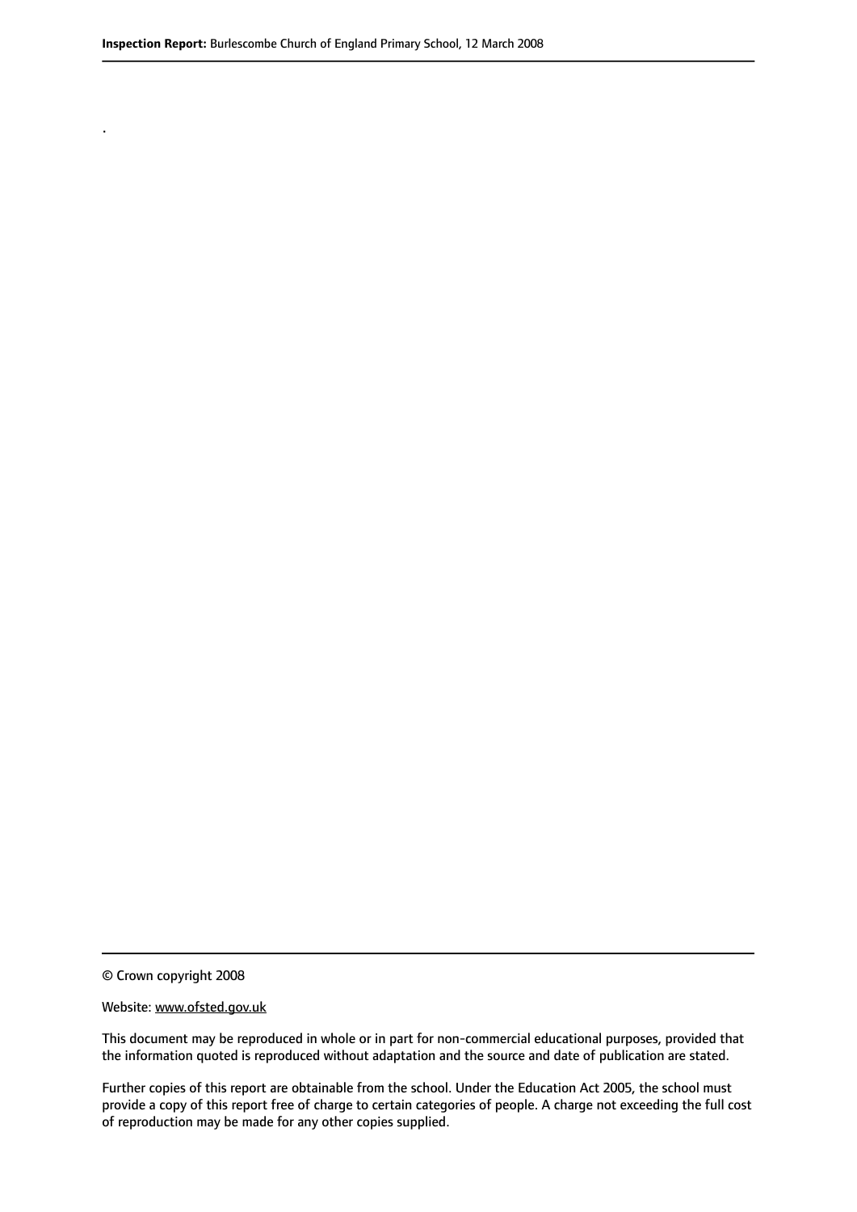.

© Crown copyright 2008

Website: www.ofsted.gov.uk

This document may be reproduced in whole or in part for non-commercial educational purposes, provided that the information quoted is reproduced without adaptation and the source and date of publication are stated.

Further copies of this report are obtainable from the school. Under the Education Act 2005, the school must provide a copy of this report free of charge to certain categories of people. A charge not exceeding the full cost of reproduction may be made for any other copies supplied.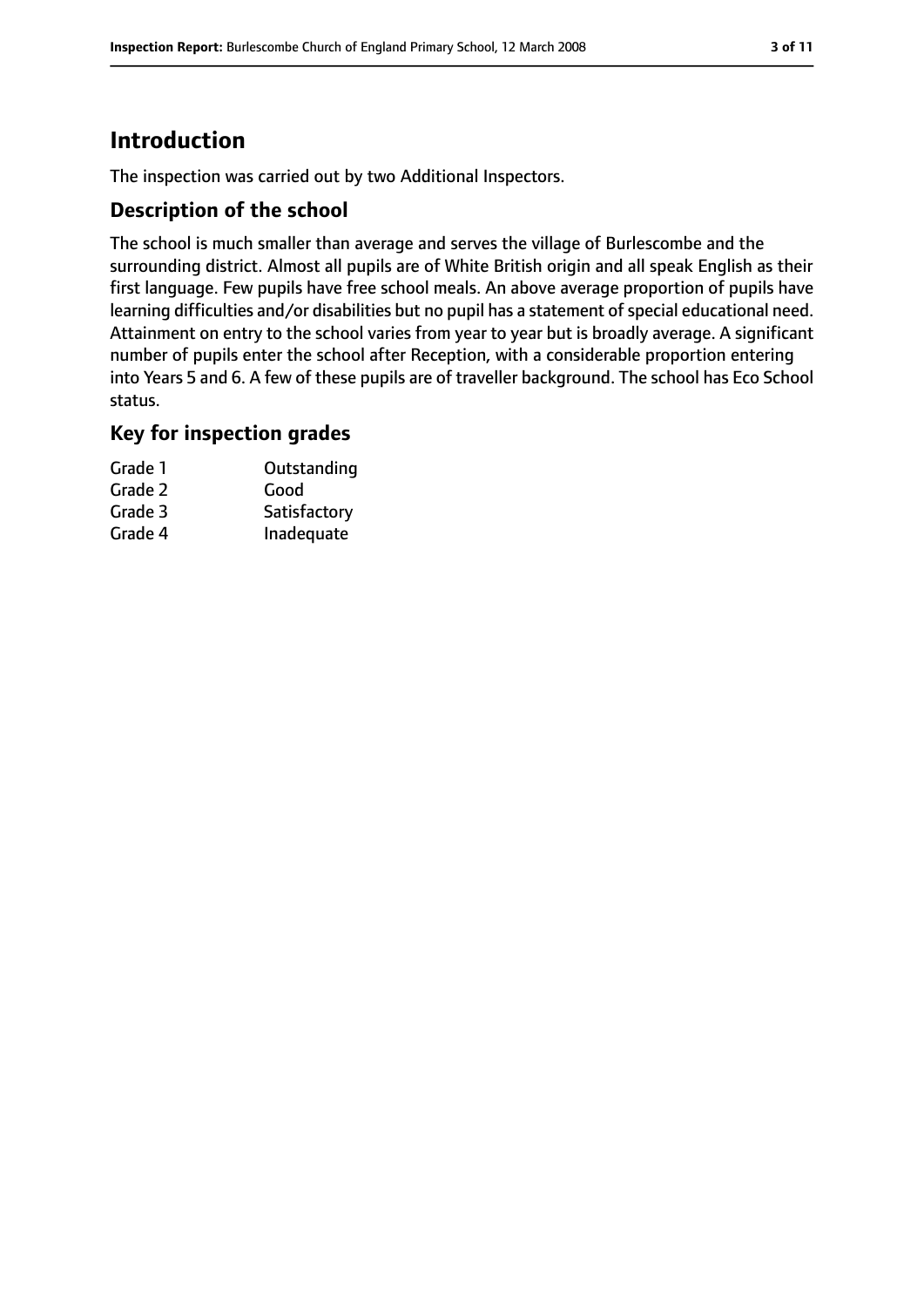# Introduction

The inspection was carried out by two Additional Inspectors.

## Description of the school

The school is much smaller than average and serves the village of Burlescombe and the surrounding district. Almost all pupils are of White British origin and all speak English as their first language. Few pupils have free school meals. An above average proportion of pupils have learning difficulties and/or disabilities but no pupil has a statement of special educational need. Attainment on entry to the school varies from year to year but is broadly average. A significant number of pupils enter the school after Reception, with a considerable proportion entering into Years 5 and 6. A few of these pupils are of traveller background. The school has Eco School status.

## Key for inspection grades

| | |
|---|---|
| Grade 1 | Outstanding |
| Grade 2 | Good |
| Grade 3 | Satisfactory |
| Grade 4 | Inadequate |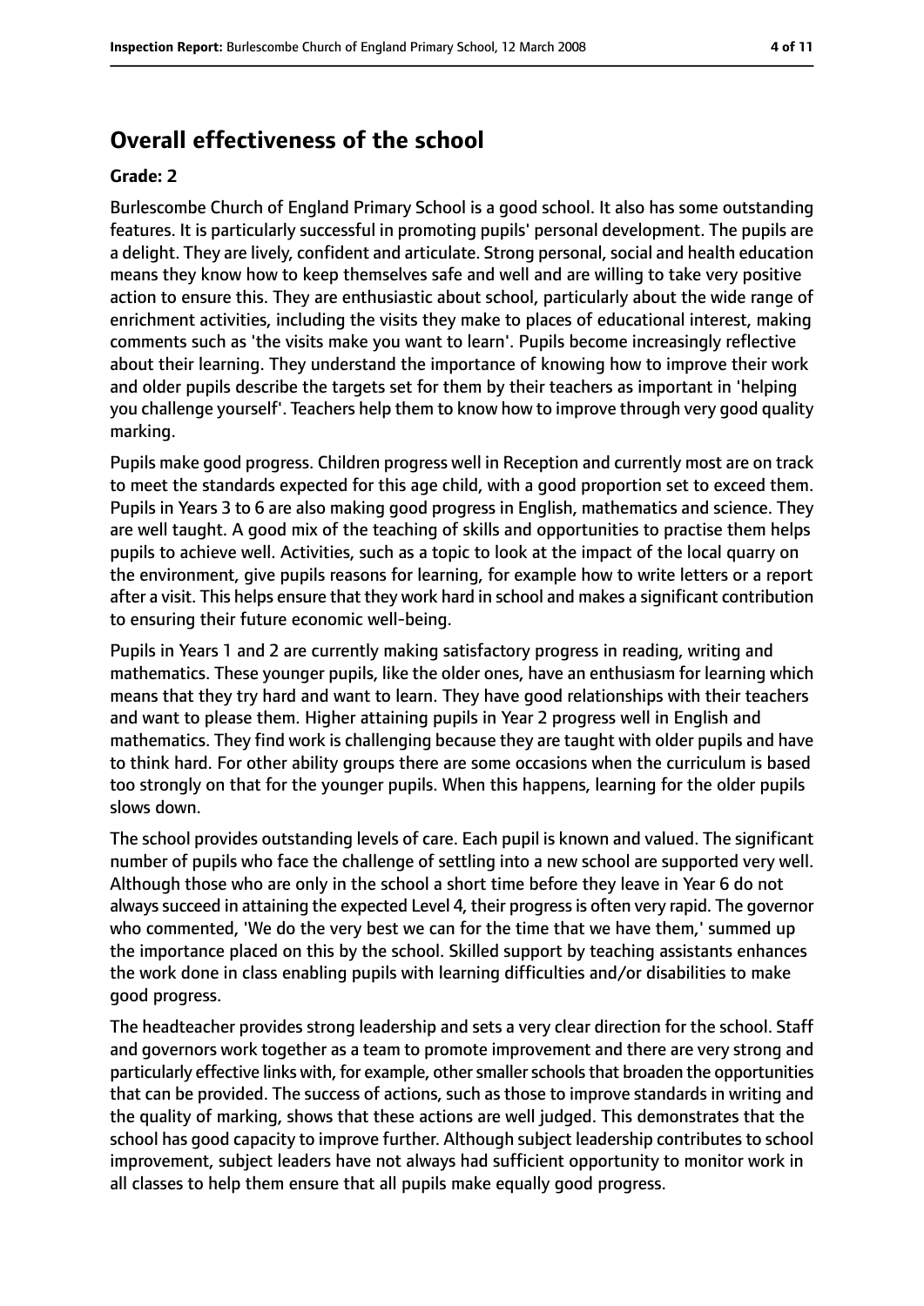## Overall effectiveness of the school

**Grade: 2**

Burlescombe Church of England Primary School is a good school. It also has some outstanding features. It is particularly successful in promoting pupils' personal development. The pupils are a delight. They are lively, confident and articulate. Strong personal, social and health education means they know how to keep themselves safe and well and are willing to take very positive action to ensure this. They are enthusiastic about school, particularly about the wide range of enrichment activities, including the visits they make to places of educational interest, making comments such as 'the visits make you want to learn'. Pupils become increasingly reflective about their learning. They understand the importance of knowing how to improve their work and older pupils describe the targets set for them by their teachers as important in 'helping you challenge yourself'. Teachers help them to know how to improve through very good quality marking.

Pupils make good progress. Children progress well in Reception and currently most are on track to meet the standards expected for this age child, with a good proportion set to exceed them. Pupils in Years 3 to 6 are also making good progress in English, mathematics and science. They are well taught. A good mix of the teaching of skills and opportunities to practise them helps pupils to achieve well. Activities, such as a topic to look at the impact of the local quarry on the environment, give pupils reasons for learning, for example how to write letters or a report after a visit. This helps ensure that they work hard in school and makes a significant contribution to ensuring their future economic well-being.

Pupils in Years 1 and 2 are currently making satisfactory progress in reading, writing and mathematics. These younger pupils, like the older ones, have an enthusiasm for learning which means that they try hard and want to learn. They have good relationships with their teachers and want to please them. Higher attaining pupils in Year 2 progress well in English and mathematics. They find work is challenging because they are taught with older pupils and have to think hard. For other ability groups there are some occasions when the curriculum is based too strongly on that for the younger pupils. When this happens, learning for the older pupils slows down.

The school provides outstanding levels of care. Each pupil is known and valued. The significant number of pupils who face the challenge of settling into a new school are supported very well. Although those who are only in the school a short time before they leave in Year 6 do not always succeed in attaining the expected Level 4, their progress is often very rapid. The governor who commented, 'We do the very best we can for the time that we have them,' summed up the importance placed on this by the school. Skilled support by teaching assistants enhances the work done in class enabling pupils with learning difficulties and/or disabilities to make good progress.

The headteacher provides strong leadership and sets a very clear direction for the school. Staff and governors work together as a team to promote improvement and there are very strong and particularly effective links with, for example, other smaller schools that broaden the opportunities that can be provided. The success of actions, such as those to improve standards in writing and the quality of marking, shows that these actions are well judged. This demonstrates that the school has good capacity to improve further. Although subject leadership contributes to school improvement, subject leaders have not always had sufficient opportunity to monitor work in all classes to help them ensure that all pupils make equally good progress.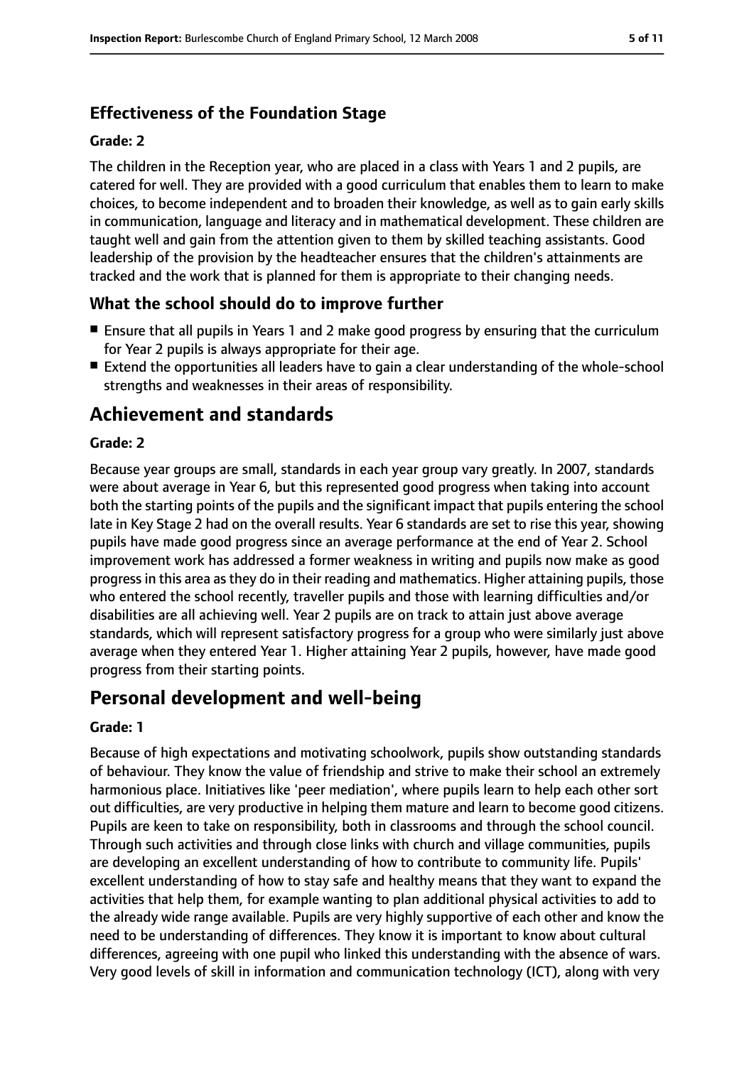### Effectiveness of the Foundation Stage

#### Grade: 2

The children in the Reception year, who are placed in a class with Years 1 and 2 pupils, are catered for well. They are provided with a good curriculum that enables them to learn to make choices, to become independent and to broaden their knowledge, as well as to gain early skills in communication, language and literacy and in mathematical development. These children are taught well and gain from the attention given to them by skilled teaching assistants. Good leadership of the provision by the headteacher ensures that the children's attainments are tracked and the work that is planned for them is appropriate to their changing needs.

### What the school should do to improve further

- Ensure that all pupils in Years 1 and 2 make good progress by ensuring that the curriculum for Year 2 pupils is always appropriate for their age.
- Extend the opportunities all leaders have to gain a clear understanding of the whole-school strengths and weaknesses in their areas of responsibility.

## Achievement and standards

#### Grade: 2

Because year groups are small, standards in each year group vary greatly. In 2007, standards were about average in Year 6, but this represented good progress when taking into account both the starting points of the pupils and the significant impact that pupils entering the school late in Key Stage 2 had on the overall results. Year 6 standards are set to rise this year, showing pupils have made good progress since an average performance at the end of Year 2. School improvement work has addressed a former weakness in writing and pupils now make as good progress in this area as they do in their reading and mathematics. Higher attaining pupils, those who entered the school recently, traveller pupils and those with learning difficulties and/or disabilities are all achieving well. Year 2 pupils are on track to attain just above average standards, which will represent satisfactory progress for a group who were similarly just above average when they entered Year 1. Higher attaining Year 2 pupils, however, have made good progress from their starting points.

## Personal development and well-being

#### Grade: 1

Because of high expectations and motivating schoolwork, pupils show outstanding standards of behaviour. They know the value of friendship and strive to make their school an extremely harmonious place. Initiatives like 'peer mediation', where pupils learn to help each other sort out difficulties, are very productive in helping them mature and learn to become good citizens. Pupils are keen to take on responsibility, both in classrooms and through the school council. Through such activities and through close links with church and village communities, pupils are developing an excellent understanding of how to contribute to community life. Pupils' excellent understanding of how to stay safe and healthy means that they want to expand the activities that help them, for example wanting to plan additional physical activities to add to the already wide range available. Pupils are very highly supportive of each other and know the need to be understanding of differences. They know it is important to know about cultural differences, agreeing with one pupil who linked this understanding with the absence of wars. Very good levels of skill in information and communication technology (ICT), along with very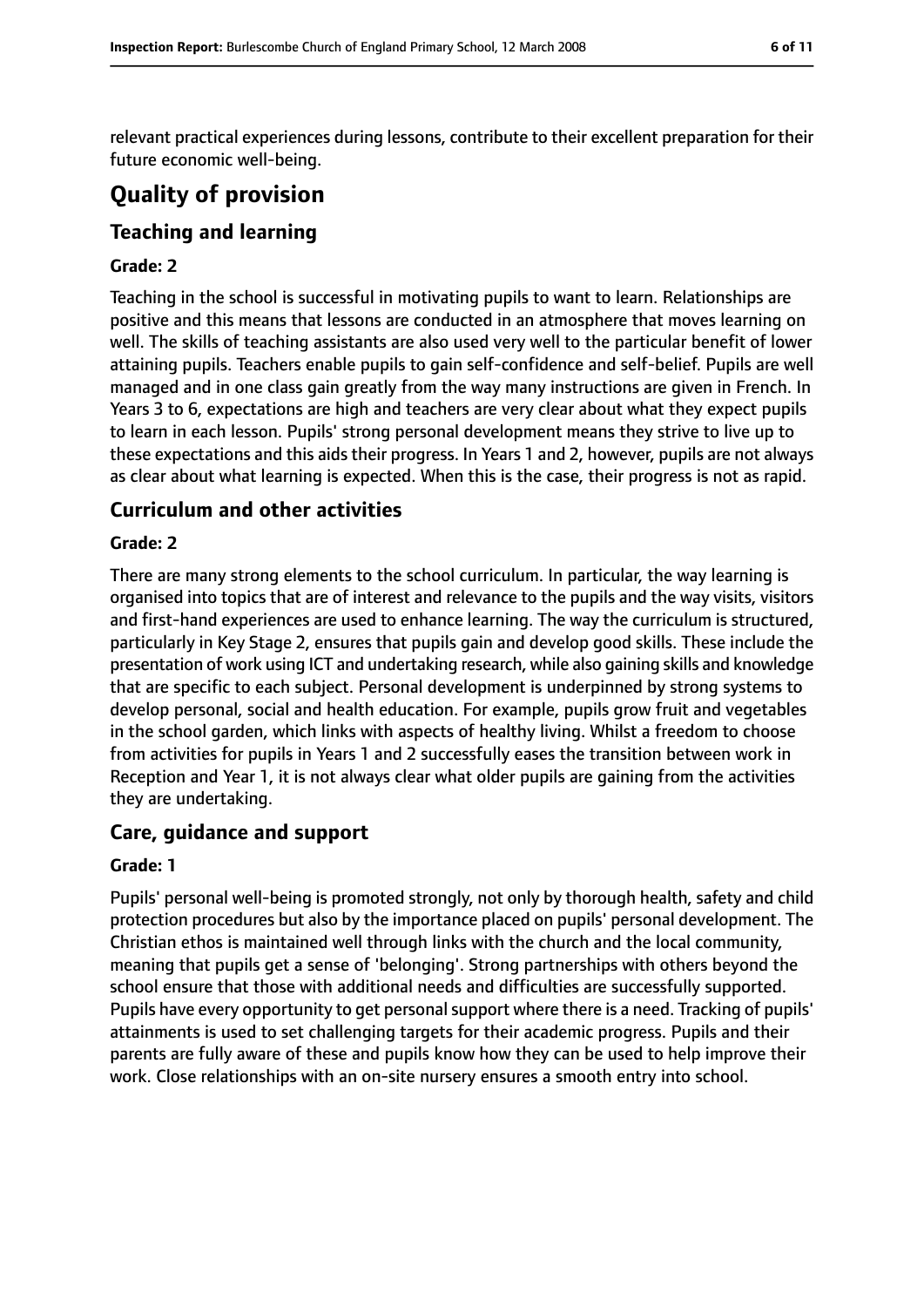relevant practical experiences during lessons, contribute to their excellent preparation for their future economic well-being.

# Quality of provision

## Teaching and learning

**Grade: 2**

Teaching in the school is successful in motivating pupils to want to learn. Relationships are positive and this means that lessons are conducted in an atmosphere that moves learning on well. The skills of teaching assistants are also used very well to the particular benefit of lower attaining pupils. Teachers enable pupils to gain self-confidence and self-belief. Pupils are well managed and in one class gain greatly from the way many instructions are given in French. In Years 3 to 6, expectations are high and teachers are very clear about what they expect pupils to learn in each lesson. Pupils' strong personal development means they strive to live up to these expectations and this aids their progress. In Years 1 and 2, however, pupils are not always as clear about what learning is expected. When this is the case, their progress is not as rapid.

## Curriculum and other activities

**Grade: 2**

There are many strong elements to the school curriculum. In particular, the way learning is organised into topics that are of interest and relevance to the pupils and the way visits, visitors and first-hand experiences are used to enhance learning. The way the curriculum is structured, particularly in Key Stage 2, ensures that pupils gain and develop good skills. These include the presentation of work using ICT and undertaking research, while also gaining skills and knowledge that are specific to each subject. Personal development is underpinned by strong systems to develop personal, social and health education. For example, pupils grow fruit and vegetables in the school garden, which links with aspects of healthy living. Whilst a freedom to choose from activities for pupils in Years 1 and 2 successfully eases the transition between work in Reception and Year 1, it is not always clear what older pupils are gaining from the activities they are undertaking.

## Care, guidance and support

**Grade: 1**

Pupils' personal well-being is promoted strongly, not only by thorough health, safety and child protection procedures but also by the importance placed on pupils' personal development. The Christian ethos is maintained well through links with the church and the local community, meaning that pupils get a sense of 'belonging'. Strong partnerships with others beyond the school ensure that those with additional needs and difficulties are successfully supported. Pupils have every opportunity to get personal support where there is a need. Tracking of pupils' attainments is used to set challenging targets for their academic progress. Pupils and their parents are fully aware of these and pupils know how they can be used to help improve their work. Close relationships with an on-site nursery ensures a smooth entry into school.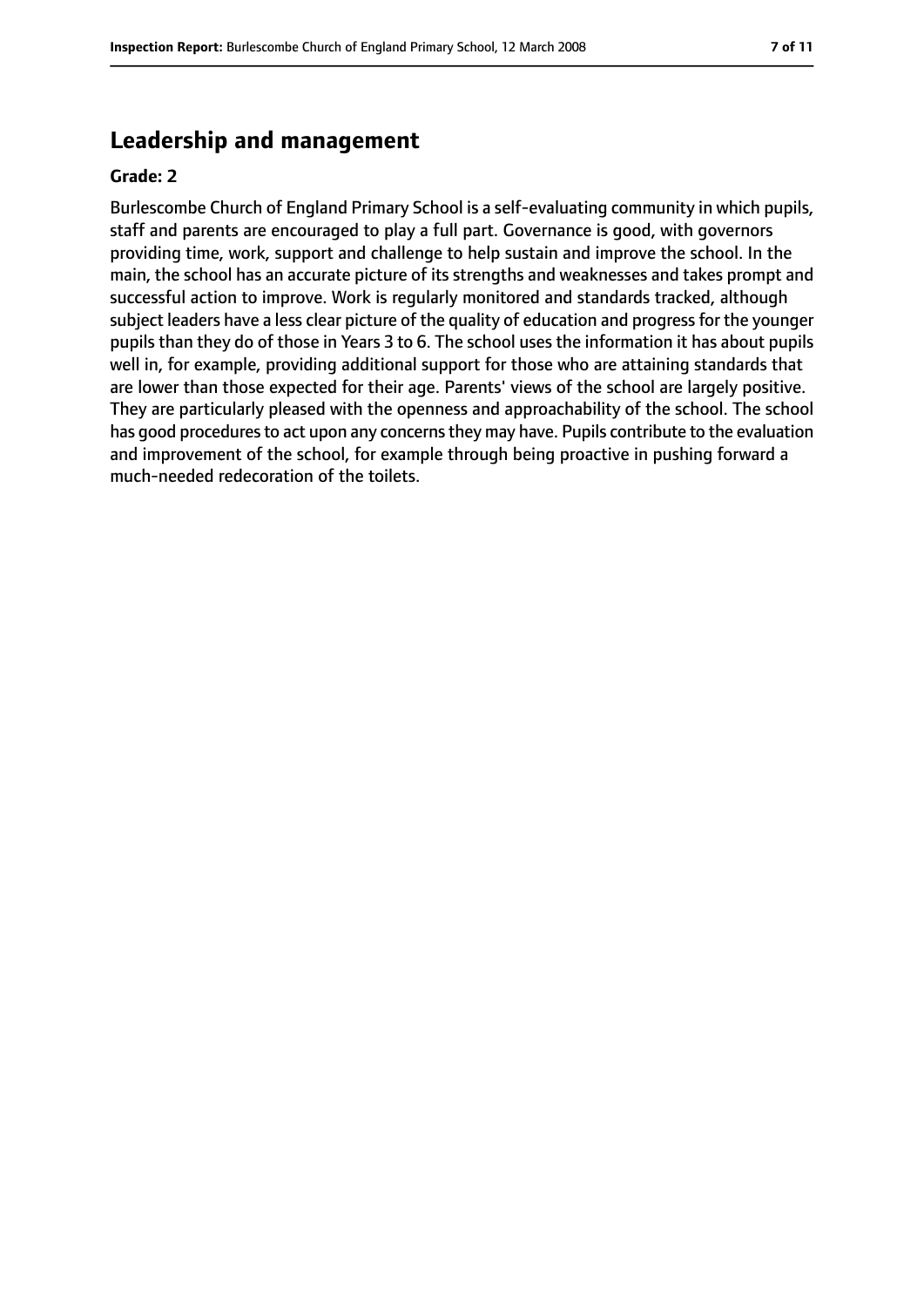## Leadership and management

**Grade: 2**

Burlescombe Church of England Primary School is a self-evaluating community in which pupils, staff and parents are encouraged to play a full part. Governance is good, with governors providing time, work, support and challenge to help sustain and improve the school. In the main, the school has an accurate picture of its strengths and weaknesses and takes prompt and successful action to improve. Work is regularly monitored and standards tracked, although subject leaders have a less clear picture of the quality of education and progress for the younger pupils than they do of those in Years 3 to 6. The school uses the information it has about pupils well in, for example, providing additional support for those who are attaining standards that are lower than those expected for their age. Parents' views of the school are largely positive. They are particularly pleased with the openness and approachability of the school. The school has good procedures to act upon any concerns they may have. Pupils contribute to the evaluation and improvement of the school, for example through being proactive in pushing forward a much-needed redecoration of the toilets.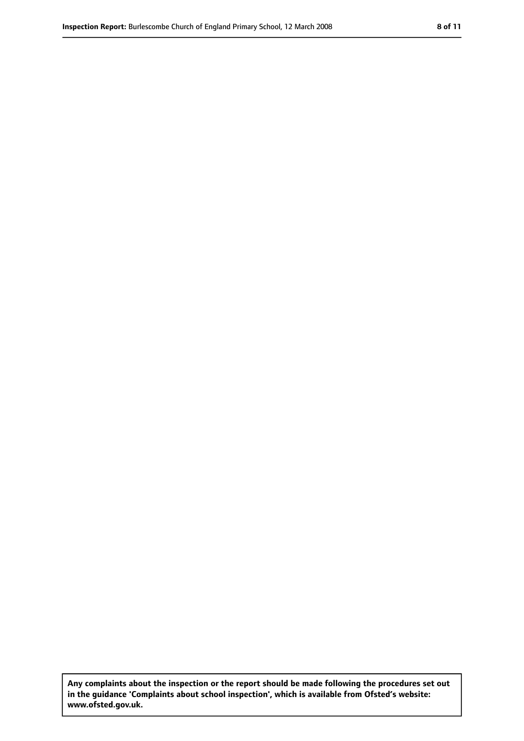**Any complaints about the inspection or the report should be made following the procedures set out in the guidance 'Complaints about school inspection', which is available from Ofsted's website: www.ofsted.gov.uk.**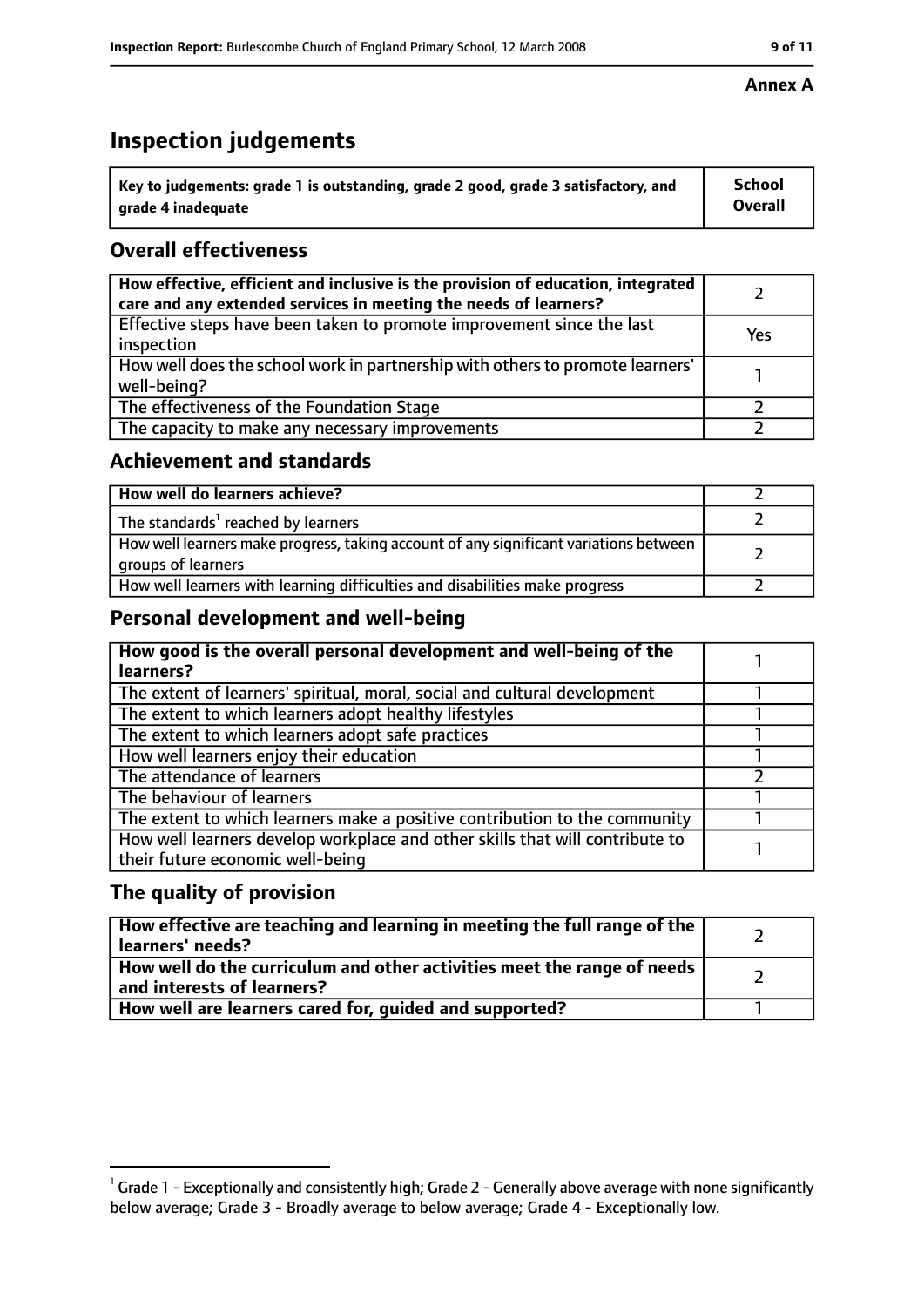**Annex A**

# Inspection judgements

| Key to judgements: grade 1 is outstanding, grade 2 good, grade 3 satisfactory, and grade 4 inadequate | School Overall |
|---|---|

## Overall effectiveness

| | |
|---|---|
| How effective, efficient and inclusive is the provision of education, integrated care and any extended services in meeting the needs of learners? | 2 |
| Effective steps have been taken to promote improvement since the last inspection | Yes |
| How well does the school work in partnership with others to promote learners' well-being? | 1 |
| The effectiveness of the Foundation Stage | 2 |
| The capacity to make any necessary improvements | 2 |

## Achievement and standards

| | |
|---|---|
| **How well do learners achieve?** | 2 |
| The standards[1] reached by learners | 2 |
| How well learners make progress, taking account of any significant variations between groups of learners | 2 |
| How well learners with learning difficulties and disabilities make progress | 2 |

## Personal development and well-being

| | |
|---|---|
| **How good is the overall personal development and well-being of the learners?** | 1 |
| The extent of learners' spiritual, moral, social and cultural development | 1 |
| The extent to which learners adopt healthy lifestyles | 1 |
| The extent to which learners adopt safe practices | 1 |
| How well learners enjoy their education | 1 |
| The attendance of learners | 2 |
| The behaviour of learners | 1 |
| The extent to which learners make a positive contribution to the community | 1 |
| How well learners develop workplace and other skills that will contribute to their future economic well-being | 1 |

## The quality of provision

| | |
|---|---|
| **How effective are teaching and learning in meeting the full range of the learners' needs?** | 2 |
| **How well do the curriculum and other activities meet the range of needs and interests of learners?** | 2 |
| **How well are learners cared for, guided and supported?** | 1 |

[1] Grade 1 - Exceptionally and consistently high; Grade 2 - Generally above average with none significantly below average; Grade 3 - Broadly average to below average; Grade 4 - Exceptionally low.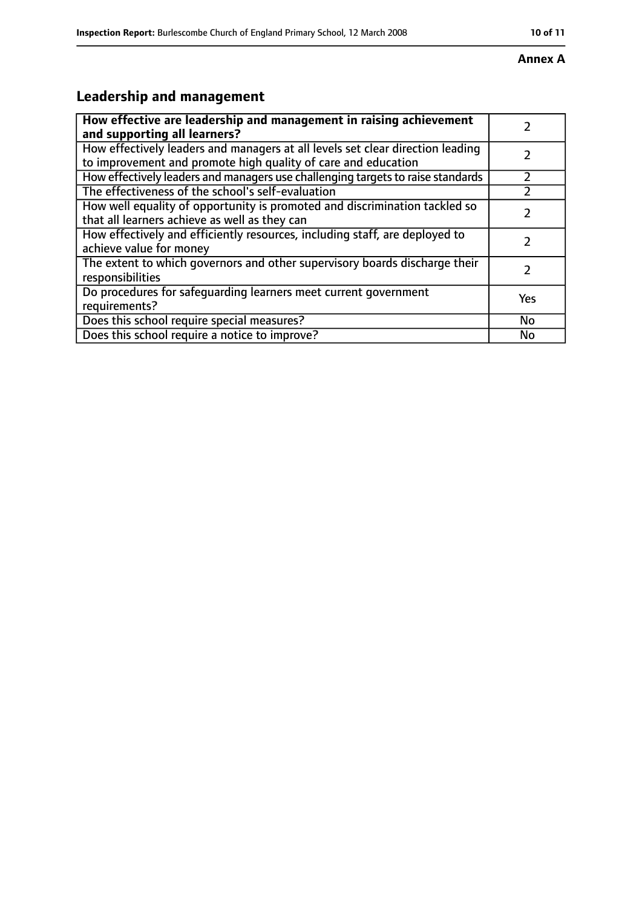**Annex A**

## Leadership and management

| | |
|---|---|
| **How effective are leadership and management in raising achievement and supporting all learners?** | 2 |
| How effectively leaders and managers at all levels set clear direction leading to improvement and promote high quality of care and education | 2 |
| How effectively leaders and managers use challenging targets to raise standards | 2 |
| The effectiveness of the school's self-evaluation | 2 |
| How well equality of opportunity is promoted and discrimination tackled so that all learners achieve as well as they can | 2 |
| How effectively and efficiently resources, including staff, are deployed to achieve value for money | 2 |
| The extent to which governors and other supervisory boards discharge their responsibilities | 2 |
| Do procedures for safeguarding learners meet current government requirements? | Yes |
| Does this school require special measures? | No |
| Does this school require a notice to improve? | No |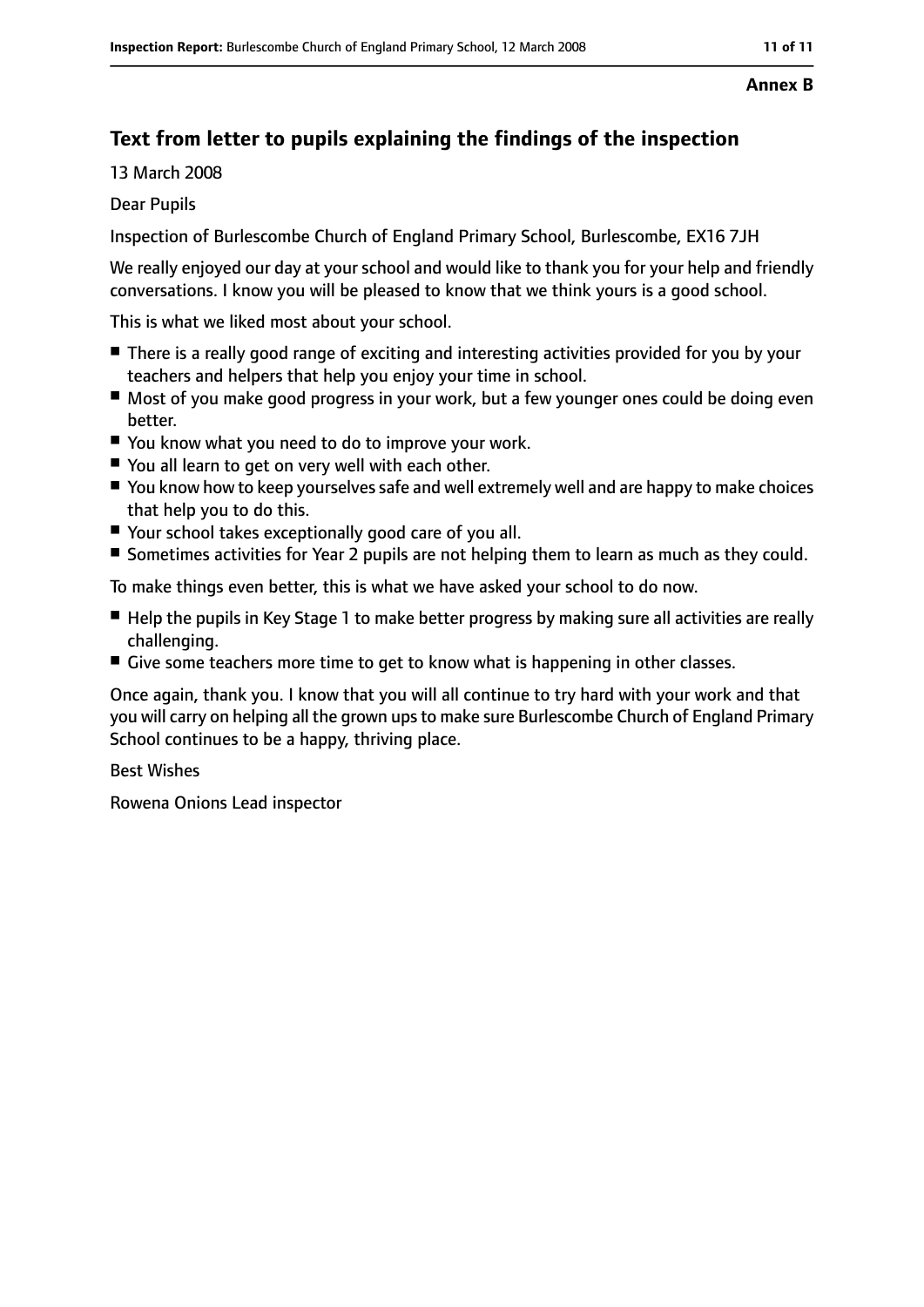**Annex B**

## Text from letter to pupils explaining the findings of the inspection

13 March 2008

Dear Pupils

Inspection of Burlescombe Church of England Primary School, Burlescombe, EX16 7JH

We really enjoyed our day at your school and would like to thank you for your help and friendly conversations. I know you will be pleased to know that we think yours is a good school.

This is what we liked most about your school.

- There is a really good range of exciting and interesting activities provided for you by your teachers and helpers that help you enjoy your time in school.
- Most of you make good progress in your work, but a few younger ones could be doing even better.
- You know what you need to do to improve your work.
- You all learn to get on very well with each other.
- You know how to keep yourselves safe and well extremely well and are happy to make choices that help you to do this.
- Your school takes exceptionally good care of you all.
- Sometimes activities for Year 2 pupils are not helping them to learn as much as they could.

To make things even better, this is what we have asked your school to do now.

- Help the pupils in Key Stage 1 to make better progress by making sure all activities are really challenging.
- Give some teachers more time to get to know what is happening in other classes.

Once again, thank you. I know that you will all continue to try hard with your work and that you will carry on helping all the grown ups to make sure Burlescombe Church of England Primary School continues to be a happy, thriving place.

Best Wishes

Rowena Onions Lead inspector